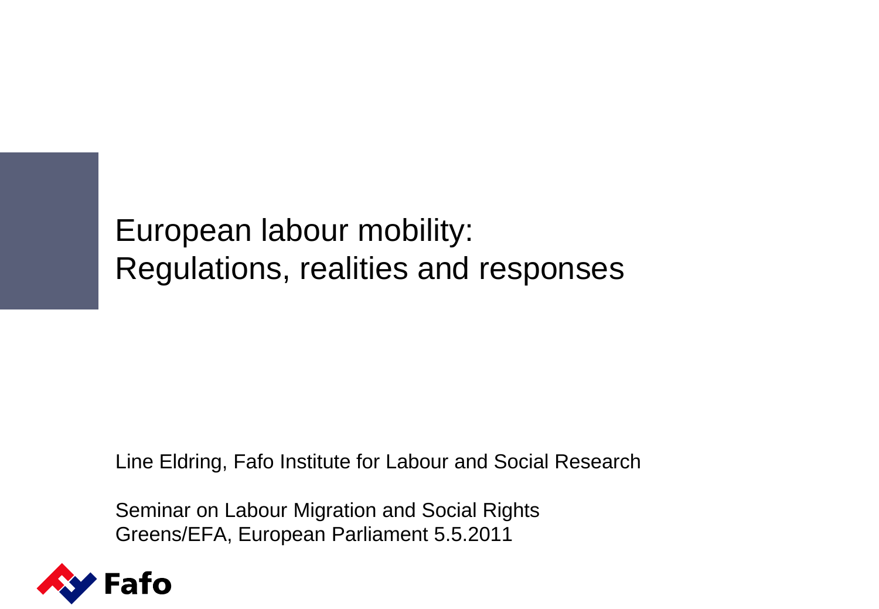# European labour mobility: Regulations, realities and responses

Line Eldring, Fafo Institute for Labour and Social Research

Seminar on Labour Migration and Social Rights
Greens/EFA, European Parliament 5.5.2011

Fafo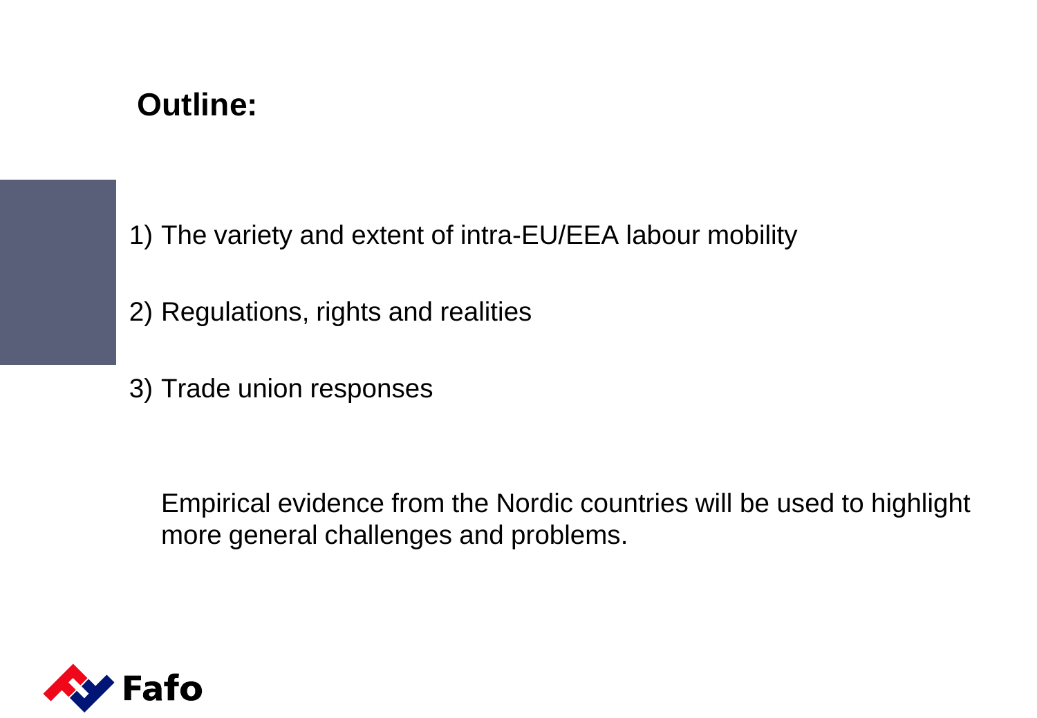## Outline:

1) The variety and extent of intra-EU/EEA labour mobility

2) Regulations, rights and realities

3) Trade union responses

Empirical evidence from the Nordic countries will be used to highlight more general challenges and problems.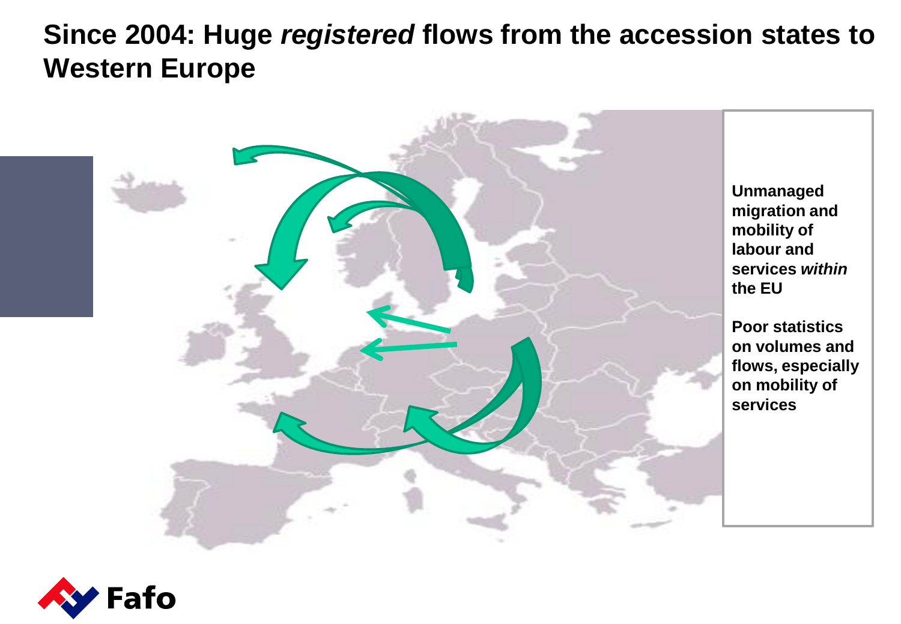# Since 2004: Huge *registered* flows from the accession states to Western Europe

**Unmanaged migration and mobility of labour and services *within* the EU**

**Poor statistics on volumes and flows, especially on mobility of services**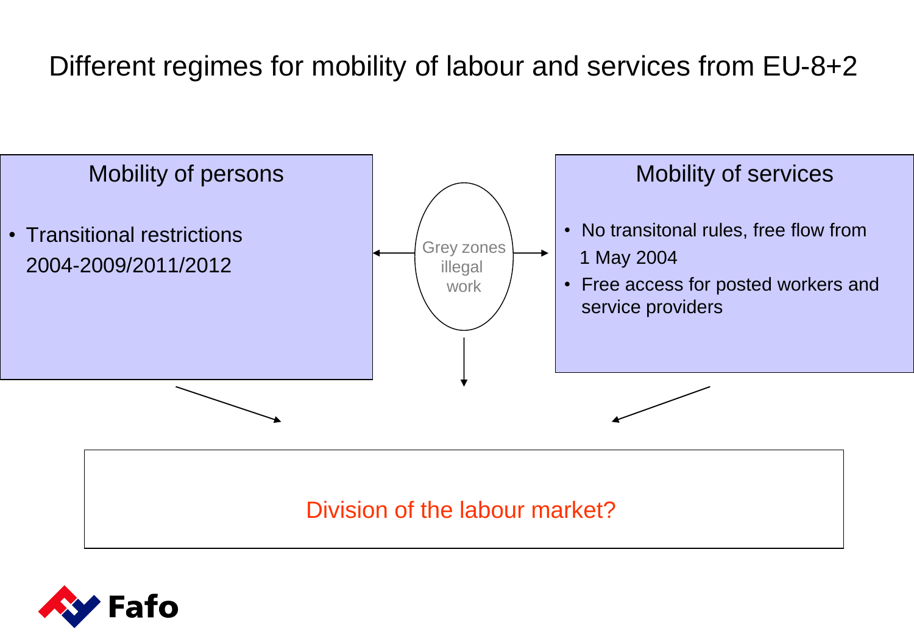# Different regimes for mobility of labour and services from EU-8+2

## Mobility of persons

- Transitional restrictions 2004-2009/2011/2012

Grey zones illegal work

## Mobility of services

- No transitonal rules, free flow from 1 May 2004
- Free access for posted workers and service providers

Division of the labour market?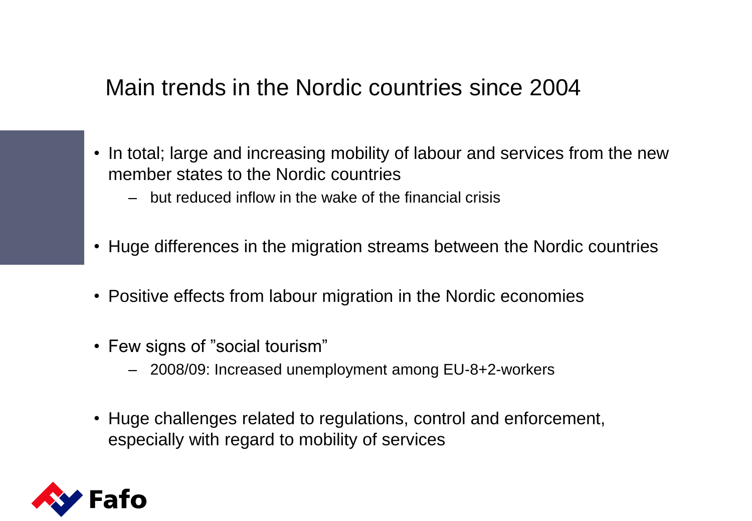# Main trends in the Nordic countries since 2004

- In total; large and increasing mobility of labour and services from the new member states to the Nordic countries
  - but reduced inflow in the wake of the financial crisis
- Huge differences in the migration streams between the Nordic countries
- Positive effects from labour migration in the Nordic economies
- Few signs of ”social tourism”
  - 2008/09: Increased unemployment among EU-8+2-workers
- Huge challenges related to regulations, control and enforcement, especially with regard to mobility of services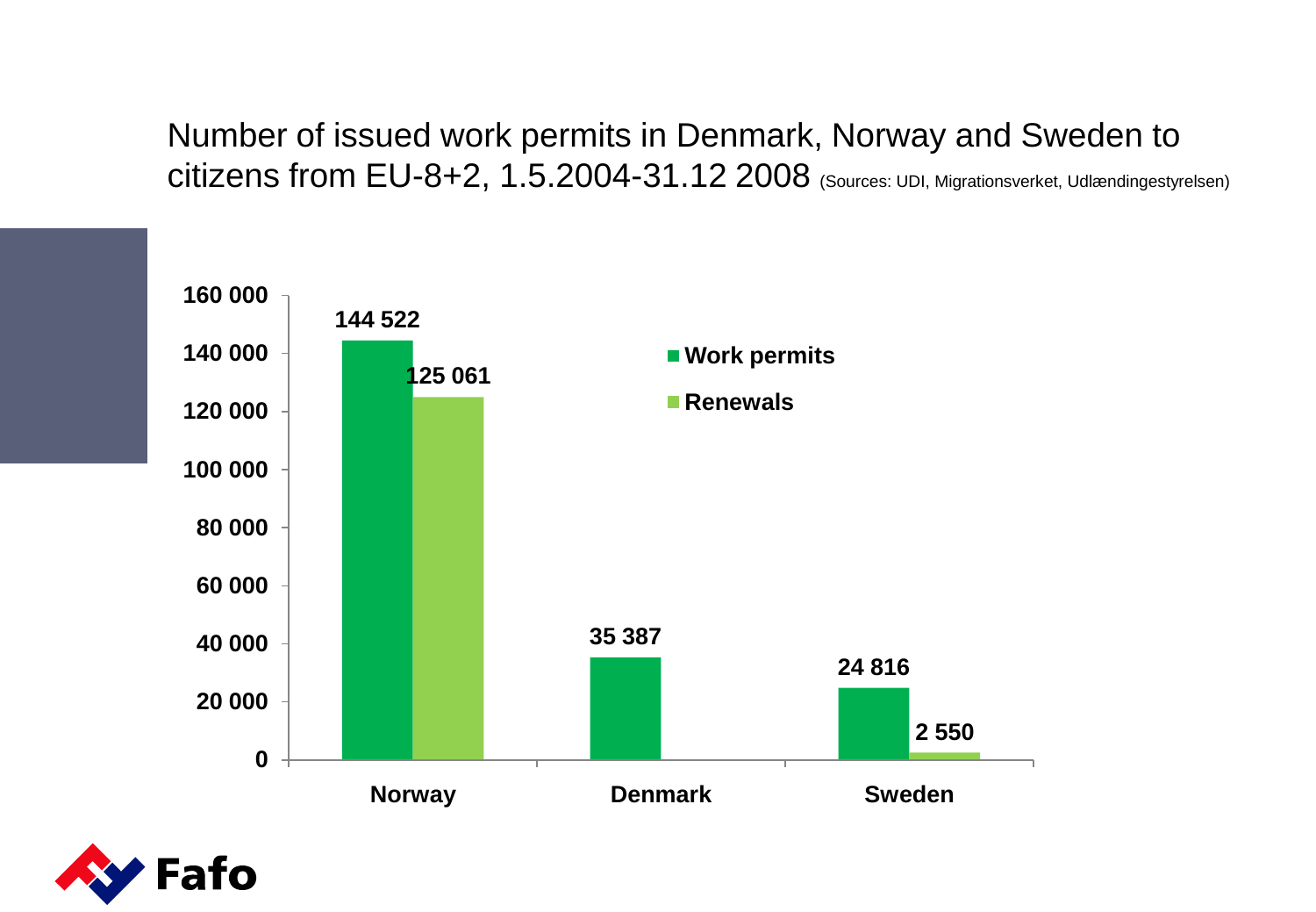# Number of issued work permits in Denmark, Norway and Sweden to citizens from EU-8+2, 1.5.2004-31.12 2008 (Sources: UDI, Migrationsverket, Udlændingestyrelsen)

| | Work permits | Renewals |
|---|---|---|
| Norway | 144 522 | 125 061 |
| Denmark | 35 387 | |
| Sweden | 24 816 | 2 550 |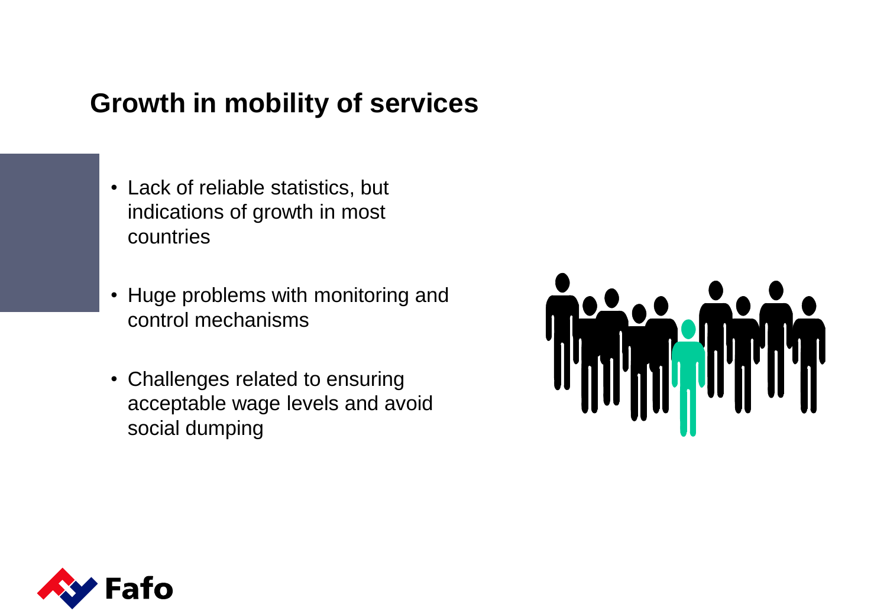## Growth in mobility of services

- Lack of reliable statistics, but indications of growth in most countries
- Huge problems with monitoring and control mechanisms
- Challenges related to ensuring acceptable wage levels and avoid social dumping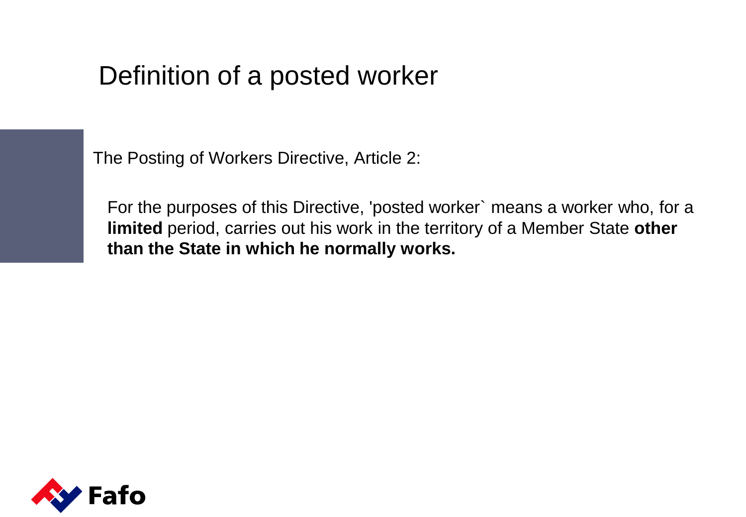# Definition of a posted worker

The Posting of Workers Directive, Article 2:

For the purposes of this Directive, 'posted worker` means a worker who, for a **limited** period, carries out his work in the territory of a Member State **other than the State in which he normally works.**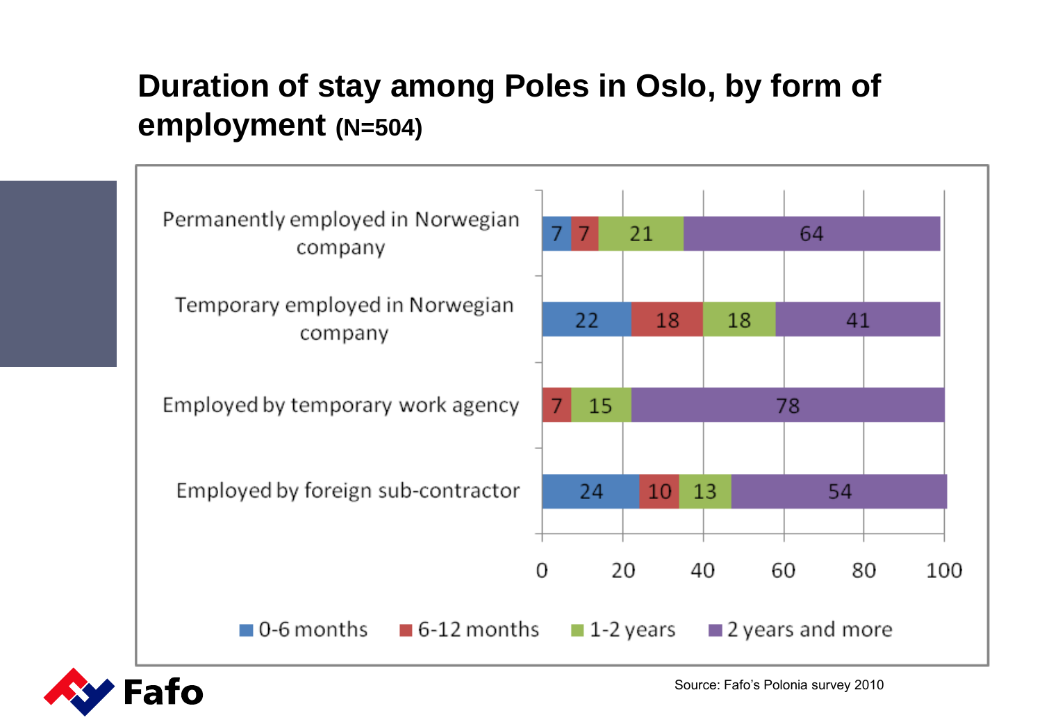# Duration of stay among Poles in Oslo, by form of employment (N=504)

| | 0-6 months | 6-12 months | 1-2 years | 2 years and more |
|---|---|---|---|---|
| Permanently employed in Norwegian company | 7 | 7 | 21 | 64 |
| Temporary employed in Norwegian company | 22 | 18 | 18 | 41 |
| Employed by temporary work agency | | 7 | 15 | 78 |
| Employed by foreign sub-contractor | 24 | 10 | 13 | 54 |

Source: Fafo's Polonia survey 2010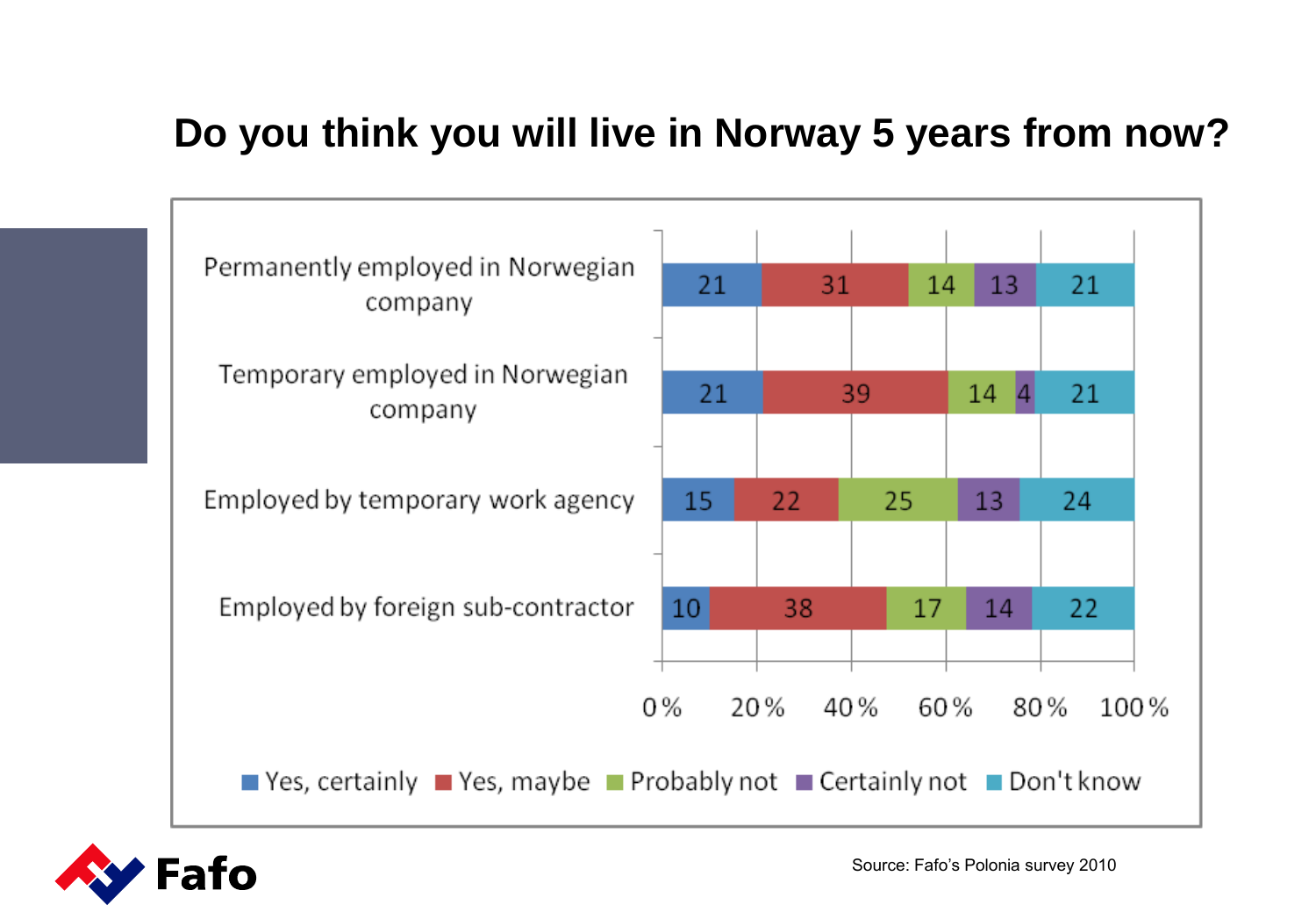# Do you think you will live in Norway 5 years from now?

| | Yes, certainly | Yes, maybe | Probably not | Certainly not | Don't know |
|---|---|---|---|---|---|
| Permanently employed in Norwegian company | 21 | 31 | 14 | 13 | 21 |
| Temporary employed in Norwegian company | 21 | 39 | 14 | 4 | 21 |
| Employed by temporary work agency | 15 | 22 | 25 | 13 | 24 |
| Employed by foreign sub-contractor | 10 | 38 | 17 | 14 | 22 |

Source: Fafo's Polonia survey 2010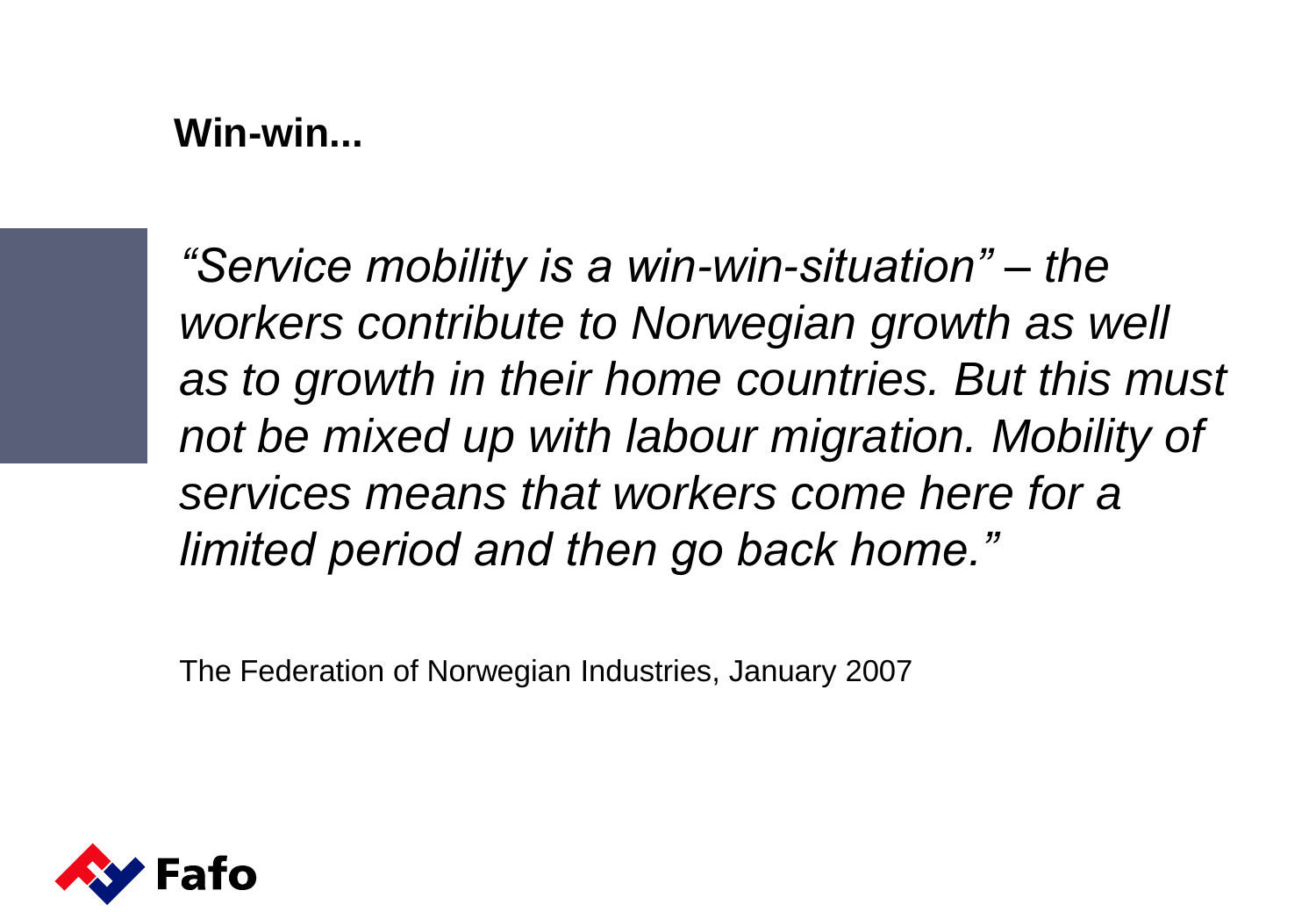## Win-win...

*"Service mobility is a win-win-situation" – the workers contribute to Norwegian growth as well as to growth in their home countries. But this must not be mixed up with labour migration. Mobility of services means that workers come here for a limited period and then go back home."*

The Federation of Norwegian Industries, January 2007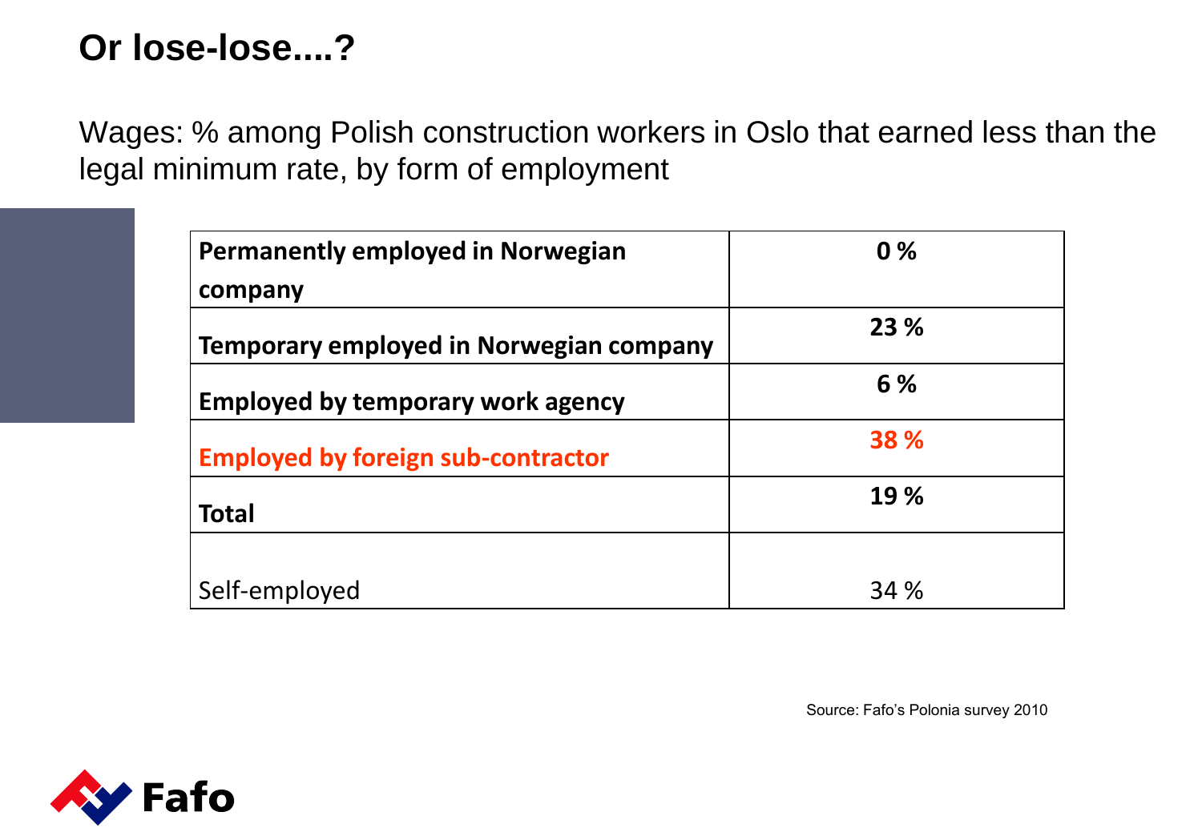# Or lose-lose....?

Wages: % among Polish construction workers in Oslo that earned less than the legal minimum rate, by form of employment

| | |
|---|---|
| **Permanently employed in Norwegian company** | **0 %** |
| **Temporary employed in Norwegian company** | **23 %** |
| **Employed by temporary work agency** | **6 %** |
| **Employed by foreign sub-contractor** | **38 %** |
| **Total** | **19 %** |
| Self-employed | 34 % |

Source: Fafo's Polonia survey 2010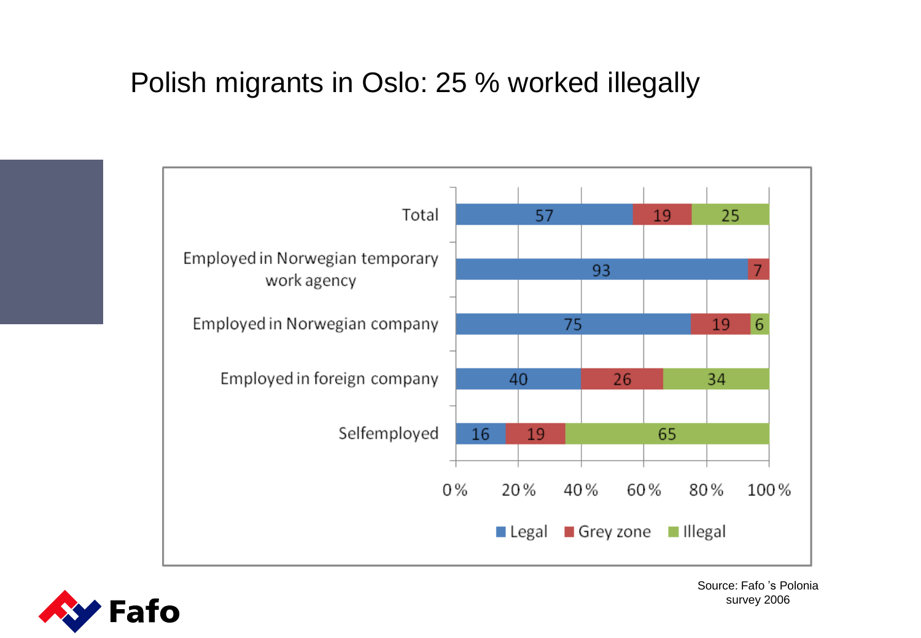# Polish migrants in Oslo: 25 % worked illegally

| | Legal | Grey zone | Illegal |
|---|---|---|---|
| Total | 57 | 19 | 25 |
| Employed in Norwegian temporary work agency | 93 | 7 | |
| Employed in Norwegian company | 75 | 19 | 6 |
| Employed in foreign company | 40 | 26 | 34 |
| Selfemployed | 16 | 19 | 65 |

Source: Fafo 's Polonia survey 2006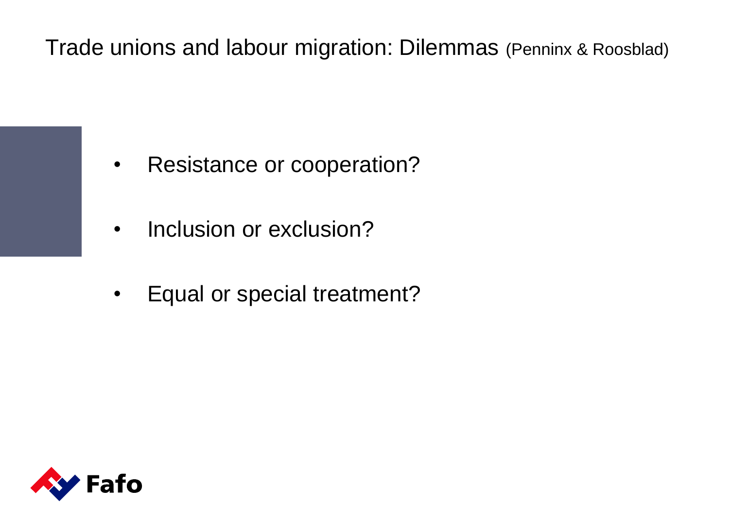# Trade unions and labour migration: Dilemmas (Penninx & Roosblad)

- Resistance or cooperation?
- Inclusion or exclusion?
- Equal or special treatment?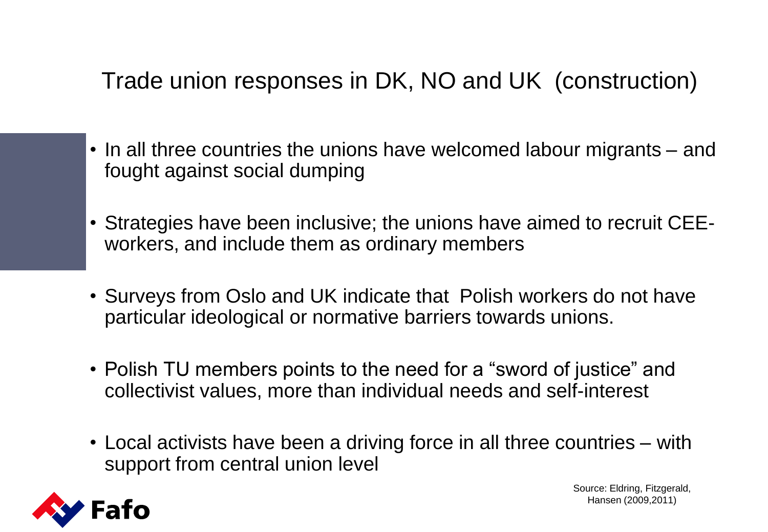# Trade union responses in DK, NO and UK (construction)

- In all three countries the unions have welcomed labour migrants – and fought against social dumping
- Strategies have been inclusive; the unions have aimed to recruit CEE-workers, and include them as ordinary members
- Surveys from Oslo and UK indicate that Polish workers do not have particular ideological or normative barriers towards unions.
- Polish TU members points to the need for a "sword of justice" and collectivist values, more than individual needs and self-interest
- Local activists have been a driving force in all three countries – with support from central union level

Source: Eldring, Fitzgerald, Hansen (2009,2011)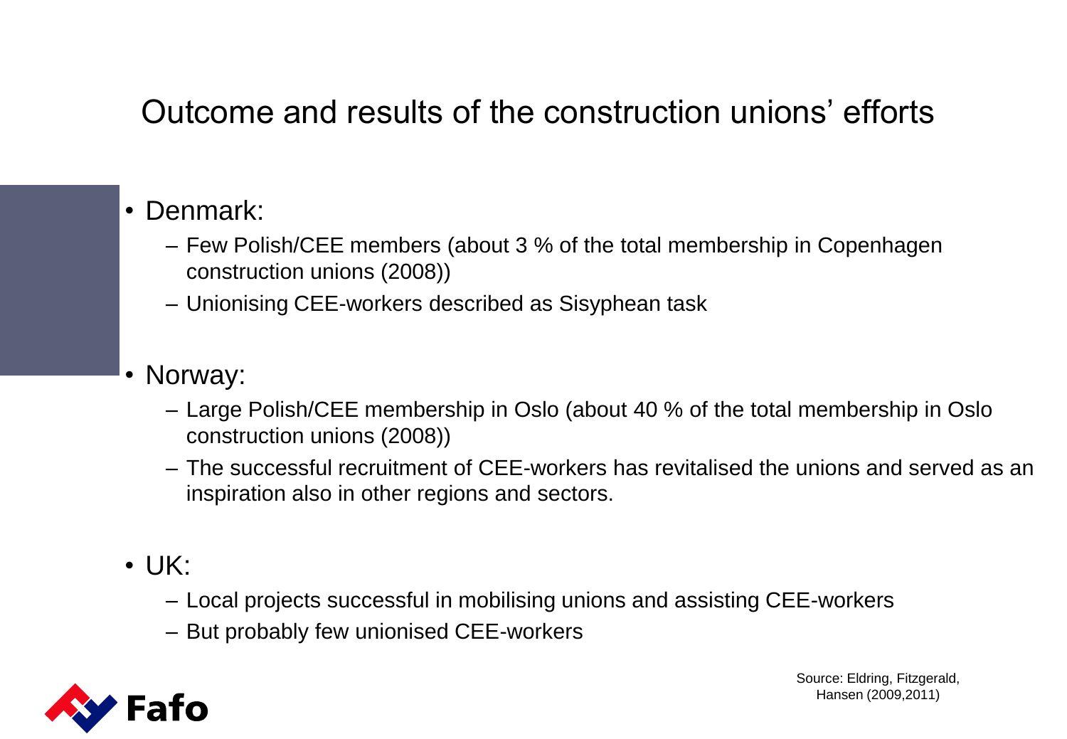# Outcome and results of the construction unions' efforts

- Denmark:
  - Few Polish/CEE members (about 3 % of the total membership in Copenhagen construction unions (2008))
  - Unionising CEE-workers described as Sisyphean task
- Norway:
  - Large Polish/CEE membership in Oslo (about 40 % of the total membership in Oslo construction unions (2008))
  - The successful recruitment of CEE-workers has revitalised the unions and served as an inspiration also in other regions and sectors.
- UK:
  - Local projects successful in mobilising unions and assisting CEE-workers
  - But probably few unionised CEE-workers

Source: Eldring, Fitzgerald, Hansen (2009,2011)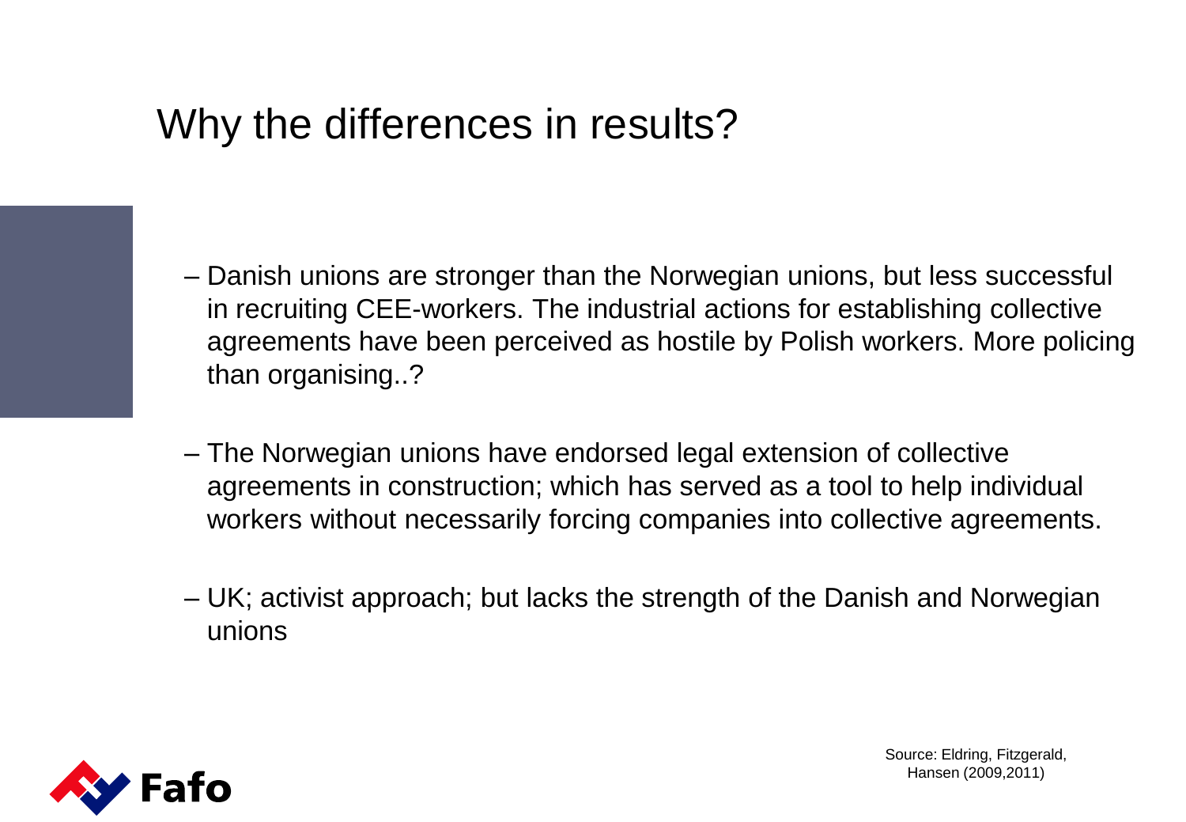# Why the differences in results?

- Danish unions are stronger than the Norwegian unions, but less successful in recruiting CEE-workers. The industrial actions for establishing collective agreements have been perceived as hostile by Polish workers. More policing than organising..?

- The Norwegian unions have endorsed legal extension of collective agreements in construction; which has served as a tool to help individual workers without necessarily forcing companies into collective agreements.

- UK; activist approach; but lacks the strength of the Danish and Norwegian unions

Source: Eldring, Fitzgerald, Hansen (2009,2011)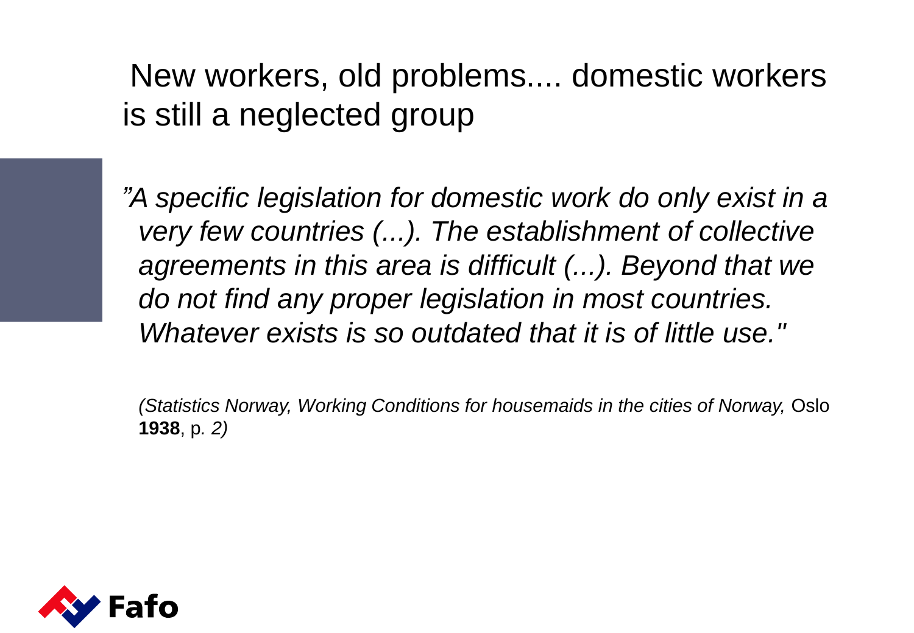# New workers, old problems.... domestic workers is still a neglected group

*"A specific legislation for domestic work do only exist in a very few countries (...). The establishment of collective agreements in this area is difficult (...). Beyond that we do not find any proper legislation in most countries. Whatever exists is so outdated that it is of little use."*

*(Statistics Norway, Working Conditions for housemaids in the cities of Norway,* Oslo **1938**, p. *2)*

Fafo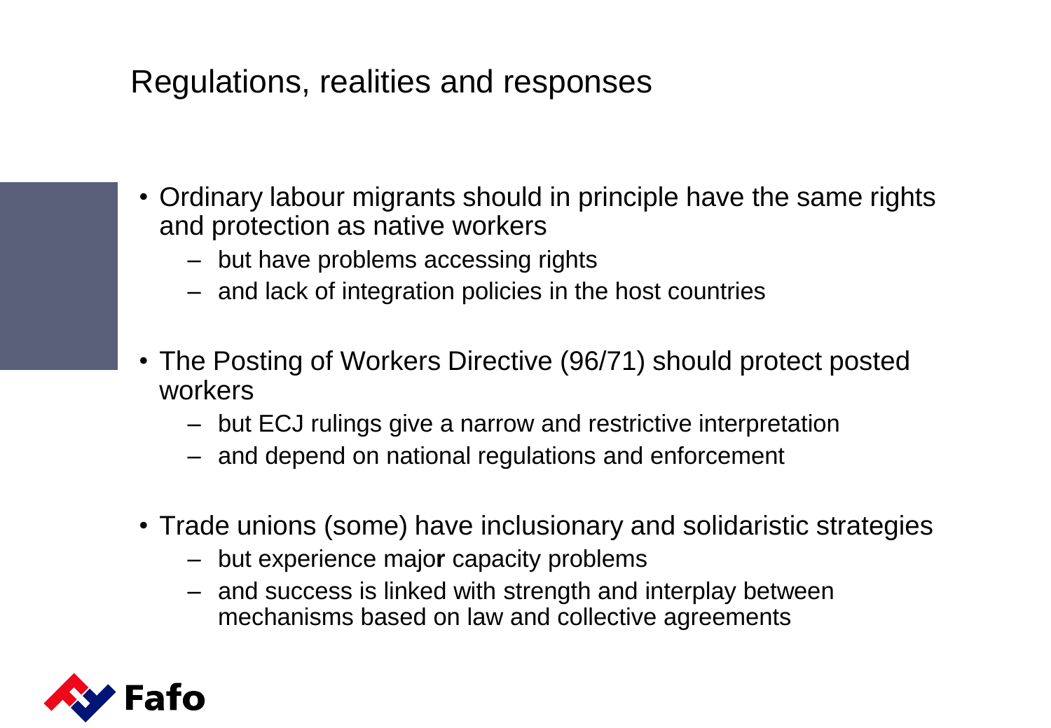# Regulations, realities and responses

- Ordinary labour migrants should in principle have the same rights and protection as native workers
  - but have problems accessing rights
  - and lack of integration policies in the host countries
- The Posting of Workers Directive (96/71) should protect posted workers
  - but ECJ rulings give a narrow and restrictive interpretation
  - and depend on national regulations and enforcement
- Trade unions (some) have inclusionary and solidaristic strategies
  - but experience major capacity problems
  - and success is linked with strength and interplay between mechanisms based on law and collective agreements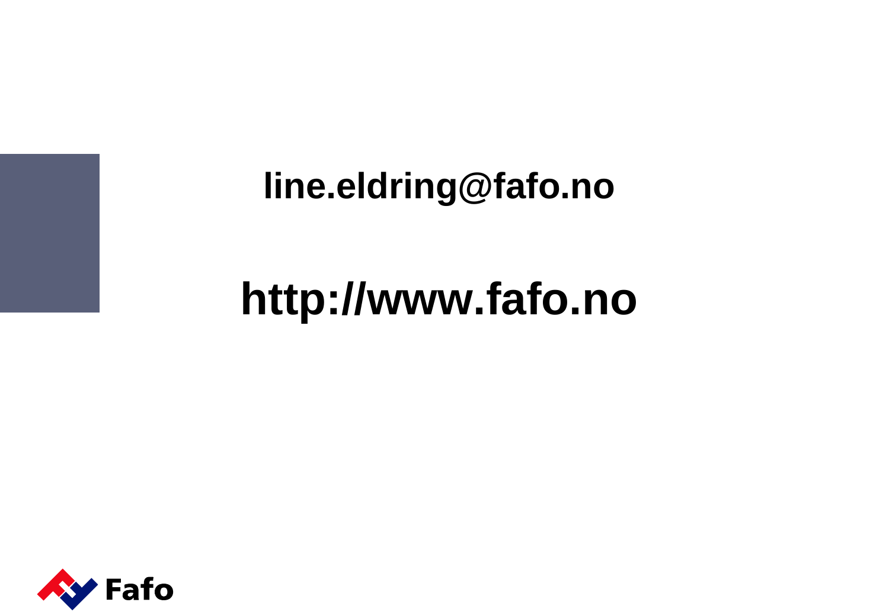**line.eldring@fafo.no**

**http://www.fafo.no**

Fafo